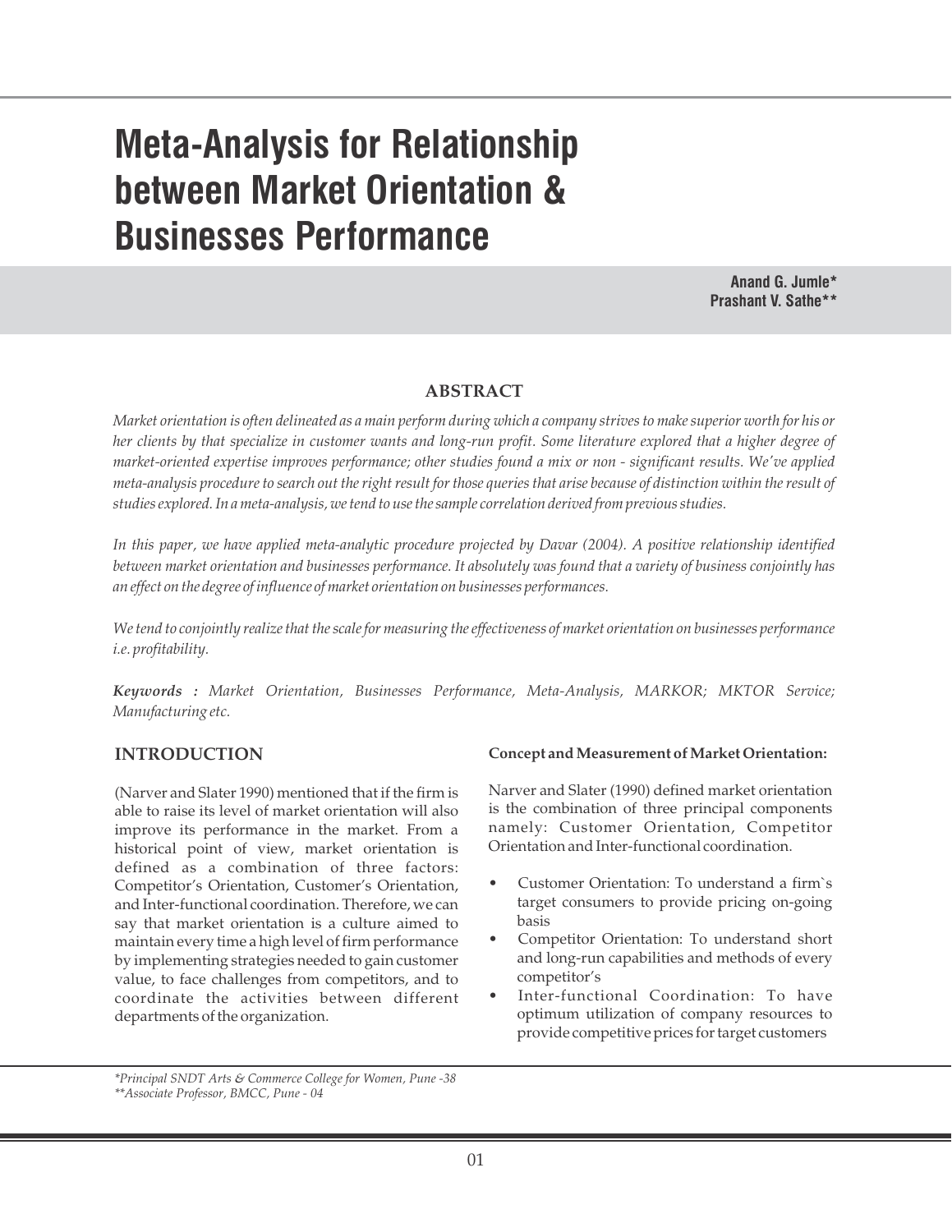# Meta-Analysis for Relationship between Market Orientation & Businesses Performance

**Anand G. Jumle***
**Prashant V. Sathe****

## ABSTRACT

*Market orientation is often delineated as a main perform during which a company strives to make superior worth for his or her clients by that specialize in customer wants and long-run profit. Some literature explored that a higher degree of market-oriented expertise improves performance; other studies found a mix or non - significant results. We've applied meta-analysis procedure to search out the right result for those queries that arise because of distinction within the result of studies explored. In a meta-analysis, we tend to use the sample correlation derived from previous studies.*

*In this paper, we have applied meta-analytic procedure projected by Davar (2004). A positive relationship identified between market orientation and businesses performance. It absolutely was found that a variety of business conjointly has an effect on the degree of influence of market orientation on businesses performances.*

*We tend to conjointly realize that the scale for measuring the effectiveness of market orientation on businesses performance i.e. profitability.*

***Keywords :*** *Market Orientation, Businesses Performance, Meta-Analysis, MARKOR; MKTOR Service; Manufacturing etc.*

## INTRODUCTION

(Narver and Slater 1990) mentioned that if the firm is able to raise its level of market orientation will also improve its performance in the market. From a historical point of view, market orientation is defined as a combination of three factors: Competitor's Orientation, Customer's Orientation, and Inter-functional coordination. Therefore, we can say that market orientation is a culture aimed to maintain every time a high level of firm performance by implementing strategies needed to gain customer value, to face challenges from competitors, and to coordinate the activities between different departments of the organization.

### Concept and Measurement of Market Orientation:

Narver and Slater (1990) defined market orientation is the combination of three principal components namely: Customer Orientation, Competitor Orientation and Inter-functional coordination.

- Customer Orientation: To understand a firm`s target consumers to provide pricing on-going basis
- Competitor Orientation: To understand short and long-run capabilities and methods of every competitor's
- Inter-functional Coordination: To have optimum utilization of company resources to provide competitive prices for target customers

*\*Principal SNDT Arts & Commerce College for Women, Pune -38*
*\*\*Associate Professor, BMCC, Pune - 04*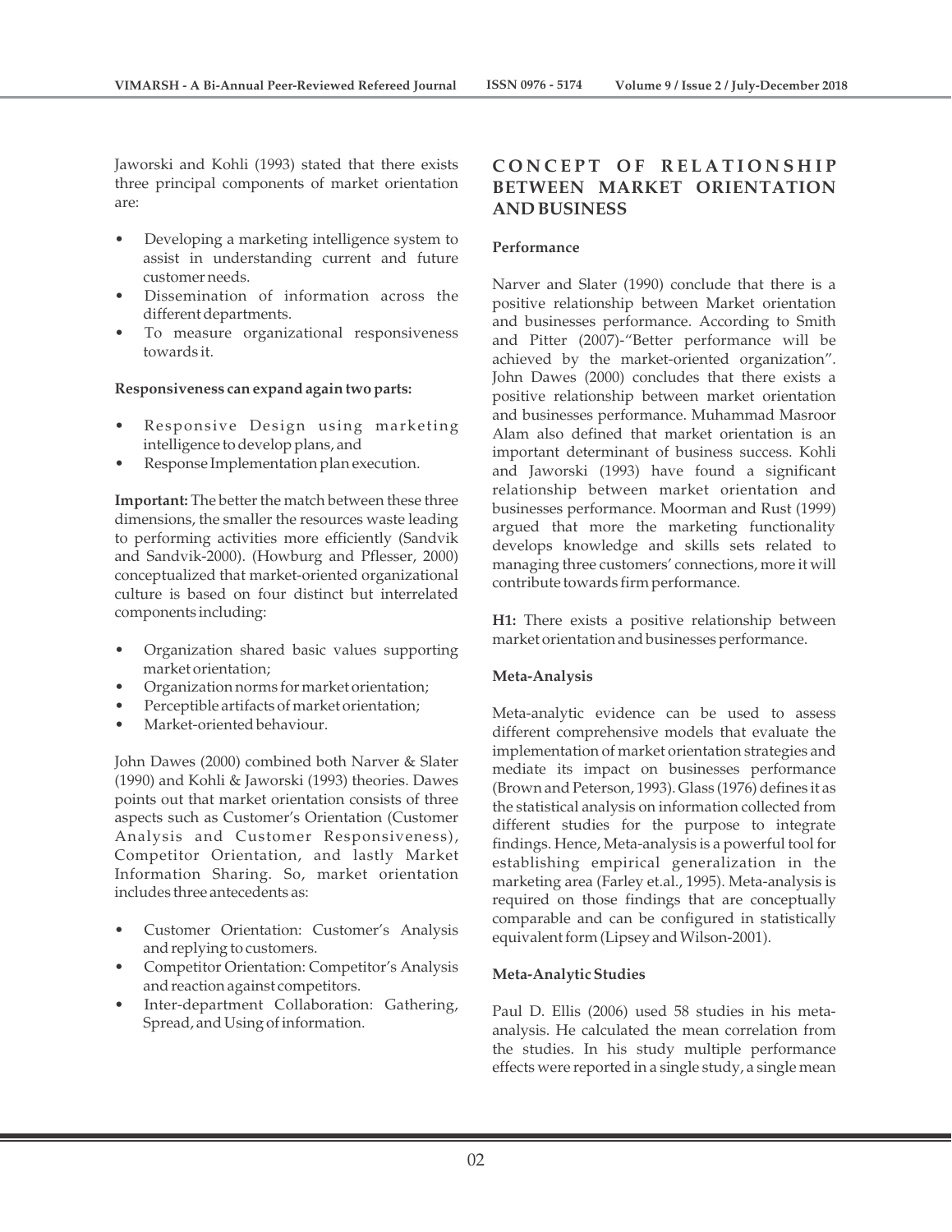Jaworski and Kohli (1993) stated that there exists three principal components of market orientation are:

- Developing a marketing intelligence system to assist in understanding current and future customer needs.
- Dissemination of information across the different departments.
- To measure organizational responsiveness towards it.

**Responsiveness can expand again two parts:**

- Responsive Design using marketing intelligence to develop plans, and
- Response Implementation plan execution.

**Important:** The better the match between these three dimensions, the smaller the resources waste leading to performing activities more efficiently (Sandvik and Sandvik-2000). (Howburg and Pflesser, 2000) conceptualized that market-oriented organizational culture is based on four distinct but interrelated components including:

- Organization shared basic values supporting market orientation;
- Organization norms for market orientation;
- Perceptible artifacts of market orientation;
- Market-oriented behaviour.

John Dawes (2000) combined both Narver & Slater (1990) and Kohli & Jaworski (1993) theories. Dawes points out that market orientation consists of three aspects such as Customer's Orientation (Customer Analysis and Customer Responsiveness), Competitor Orientation, and lastly Market Information Sharing. So, market orientation includes three antecedents as:

- Customer Orientation: Customer's Analysis and replying to customers.
- Competitor Orientation: Competitor's Analysis and reaction against competitors.
- Inter-department Collaboration: Gathering, Spread, and Using of information.

## CONCEPT OF RELATIONSHIP BETWEEN MARKET ORIENTATION AND BUSINESS

### Performance

Narver and Slater (1990) conclude that there is a positive relationship between Market orientation and businesses performance. According to Smith and Pitter (2007)-"Better performance will be achieved by the market-oriented organization". John Dawes (2000) concludes that there exists a positive relationship between market orientation and businesses performance. Muhammad Masroor Alam also defined that market orientation is an important determinant of business success. Kohli and Jaworski (1993) have found a significant relationship between market orientation and businesses performance. Moorman and Rust (1999) argued that more the marketing functionality develops knowledge and skills sets related to managing three customers' connections, more it will contribute towards firm performance.

**H1:** There exists a positive relationship between market orientation and businesses performance.

### Meta-Analysis

Meta-analytic evidence can be used to assess different comprehensive models that evaluate the implementation of market orientation strategies and mediate its impact on businesses performance (Brown and Peterson, 1993). Glass (1976) defines it as the statistical analysis on information collected from different studies for the purpose to integrate findings. Hence, Meta-analysis is a powerful tool for establishing empirical generalization in the marketing area (Farley et.al., 1995). Meta-analysis is required on those findings that are conceptually comparable and can be configured in statistically equivalent form (Lipsey and Wilson-2001).

### Meta-Analytic Studies

Paul D. Ellis (2006) used 58 studies in his meta-analysis. He calculated the mean correlation from the studies. In his study multiple performance effects were reported in a single study, a single mean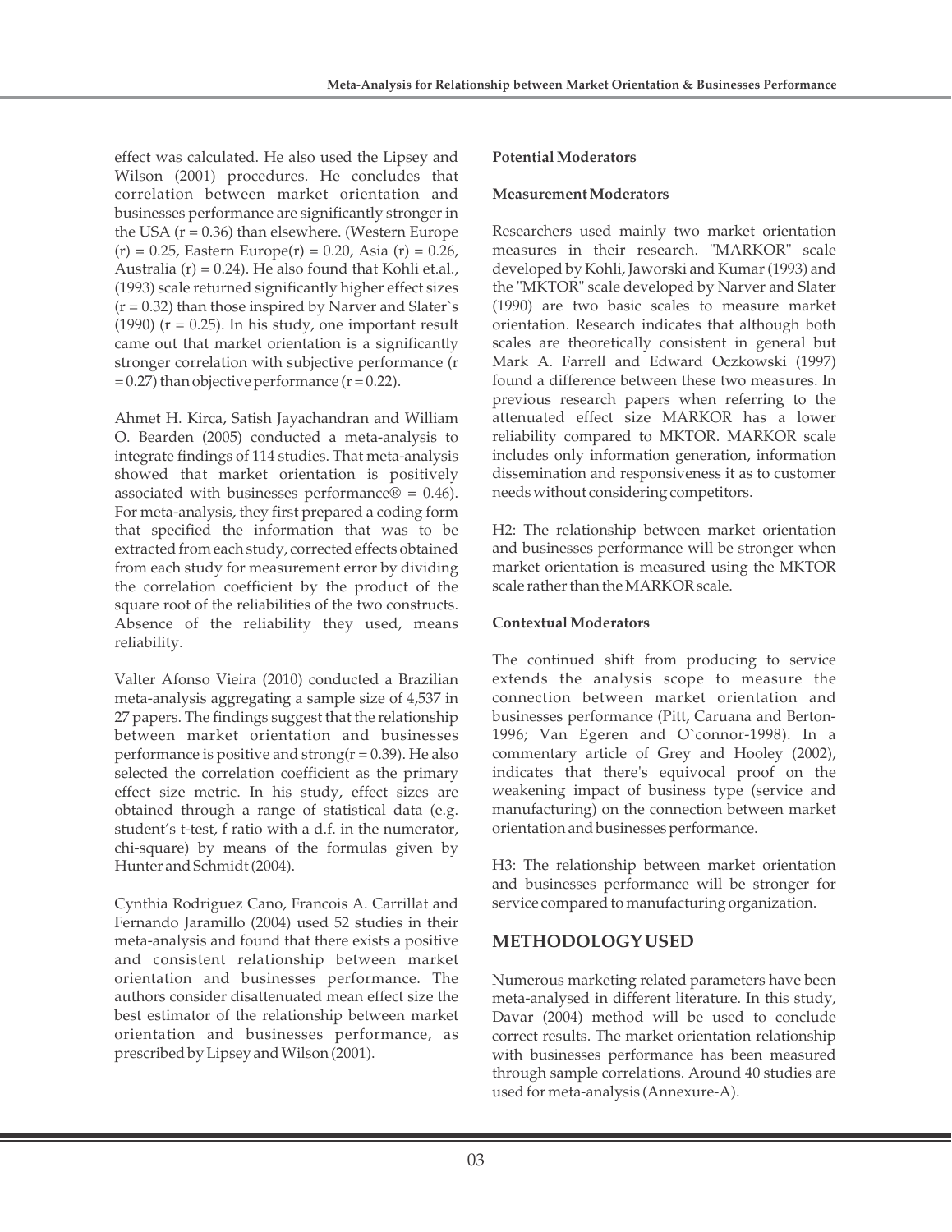effect was calculated. He also used the Lipsey and Wilson (2001) procedures. He concludes that correlation between market orientation and businesses performance are significantly stronger in the USA (r = 0.36) than elsewhere. (Western Europe (r) = 0.25, Eastern Europe(r) = 0.20, Asia (r) = 0.26, Australia (r) = 0.24). He also found that Kohli et.al., (1993) scale returned significantly higher effect sizes (r = 0.32) than those inspired by Narver and Slater`s (1990) (r = 0.25). In his study, one important result came out that market orientation is a significantly stronger correlation with subjective performance (r = 0.27) than objective performance (r = 0.22).

Ahmet H. Kirca, Satish Jayachandran and William O. Bearden (2005) conducted a meta-analysis to integrate findings of 114 studies. That meta-analysis showed that market orientation is positively associated with businesses performance® = 0.46). For meta-analysis, they first prepared a coding form that specified the information that was to be extracted from each study, corrected effects obtained from each study for measurement error by dividing the correlation coefficient by the product of the square root of the reliabilities of the two constructs. Absence of the reliability they used, means reliability.

Valter Afonso Vieira (2010) conducted a Brazilian meta-analysis aggregating a sample size of 4,537 in 27 papers. The findings suggest that the relationship between market orientation and businesses performance is positive and strong(r = 0.39). He also selected the correlation coefficient as the primary effect size metric. In his study, effect sizes are obtained through a range of statistical data (e.g. student's t-test, f ratio with a d.f. in the numerator, chi-square) by means of the formulas given by Hunter and Schmidt (2004).

Cynthia Rodriguez Cano, Francois A. Carrillat and Fernando Jaramillo (2004) used 52 studies in their meta-analysis and found that there exists a positive and consistent relationship between market orientation and businesses performance. The authors consider disattenuated mean effect size the best estimator of the relationship between market orientation and businesses performance, as prescribed by Lipsey and Wilson (2001).

**Potential Moderators**

**Measurement Moderators**

Researchers used mainly two market orientation measures in their research. "MARKOR" scale developed by Kohli, Jaworski and Kumar (1993) and the "MKTOR" scale developed by Narver and Slater (1990) are two basic scales to measure market orientation. Research indicates that although both scales are theoretically consistent in general but Mark A. Farrell and Edward Oczkowski (1997) found a difference between these two measures. In previous research papers when referring to the attenuated effect size MARKOR has a lower reliability compared to MKTOR. MARKOR scale includes only information generation, information dissemination and responsiveness it as to customer needs without considering competitors.

H2: The relationship between market orientation and businesses performance will be stronger when market orientation is measured using the MKTOR scale rather than the MARKOR scale.

**Contextual Moderators**

The continued shift from producing to service extends the analysis scope to measure the connection between market orientation and businesses performance (Pitt, Caruana and Berton-1996; Van Egeren and O`connor-1998). In a commentary article of Grey and Hooley (2002), indicates that there's equivocal proof on the weakening impact of business type (service and manufacturing) on the connection between market orientation and businesses performance.

H3: The relationship between market orientation and businesses performance will be stronger for service compared to manufacturing organization.

## METHODOLOGY USED

Numerous marketing related parameters have been meta-analysed in different literature. In this study, Davar (2004) method will be used to conclude correct results. The market orientation relationship with businesses performance has been measured through sample correlations. Around 40 studies are used for meta-analysis (Annexure-A).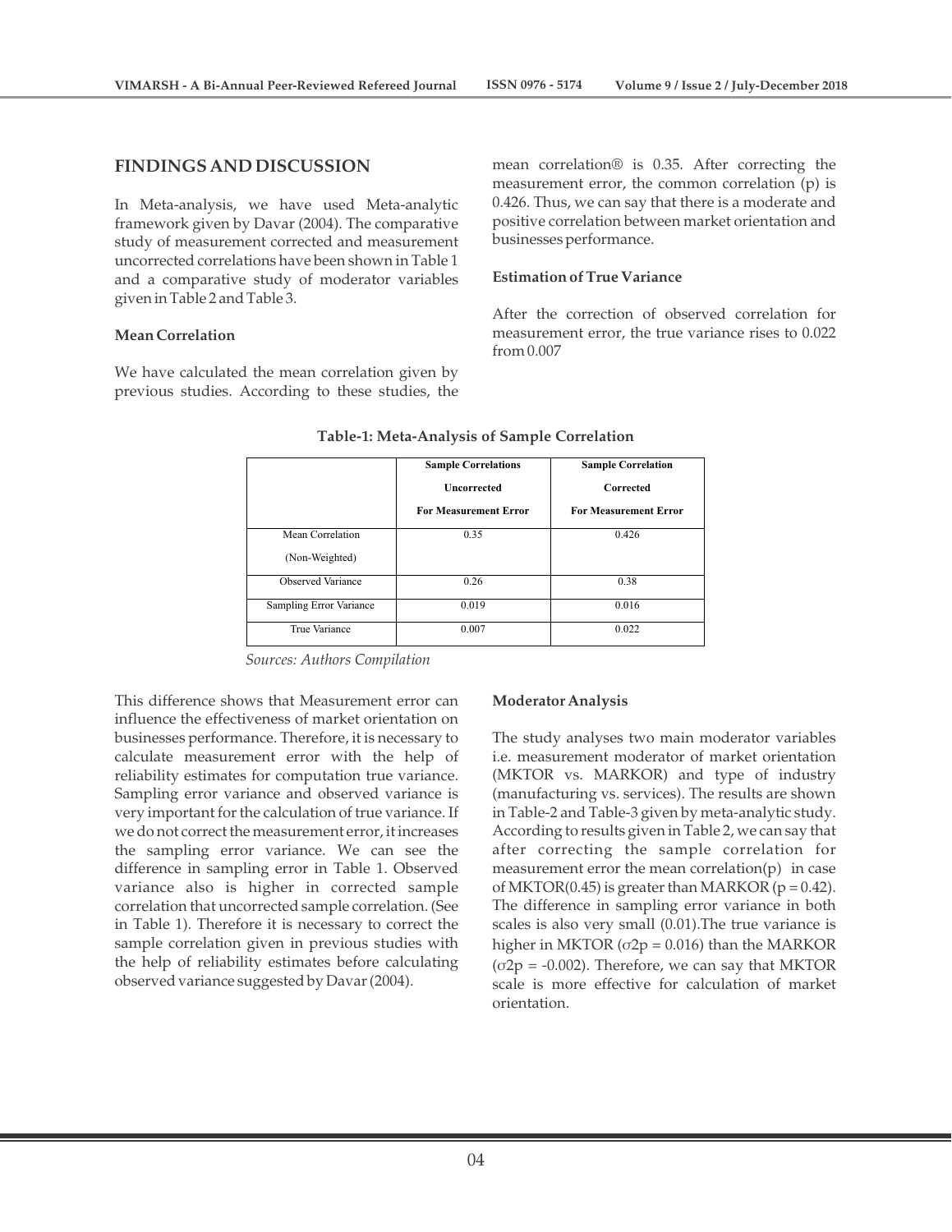## FINDINGS AND DISCUSSION

In Meta-analysis, we have used Meta-analytic framework given by Davar (2004). The comparative study of measurement corrected and measurement uncorrected correlations have been shown in Table 1 and a comparative study of moderator variables given in Table 2 and Table 3.

### Mean Correlation

We have calculated the mean correlation given by previous studies. According to these studies, the mean correlation® is 0.35. After correcting the measurement error, the common correlation (p) is 0.426. Thus, we can say that there is a moderate and positive correlation between market orientation and businesses performance.

### Estimation of True Variance

After the correction of observed correlation for measurement error, the true variance rises to 0.022 from 0.007

**Table-1: Meta-Analysis of Sample Correlation**

| | **Sample Correlations Uncorrected For Measurement Error** | **Sample Correlation Corrected For Measurement Error** |
|---|---|---|
| Mean Correlation (Non-Weighted) | 0.35 | 0.426 |
| Observed Variance | 0.26 | 0.38 |
| Sampling Error Variance | 0.019 | 0.016 |
| True Variance | 0.007 | 0.022 |

*Sources: Authors Compilation*

This difference shows that Measurement error can influence the effectiveness of market orientation on businesses performance. Therefore, it is necessary to calculate measurement error with the help of reliability estimates for computation true variance. Sampling error variance and observed variance is very important for the calculation of true variance. If we do not correct the measurement error, it increases the sampling error variance. We can see the difference in sampling error in Table 1. Observed variance also is higher in corrected sample correlation that uncorrected sample correlation. (See in Table 1). Therefore it is necessary to correct the sample correlation given in previous studies with the help of reliability estimates before calculating observed variance suggested by Davar (2004).

### Moderator Analysis

The study analyses two main moderator variables i.e. measurement moderator of market orientation (MKTOR vs. MARKOR) and type of industry (manufacturing vs. services). The results are shown in Table-2 and Table-3 given by meta-analytic study. According to results given in Table 2, we can say that after correcting the sample correlation for measurement error the mean correlation(p) in case of MKTOR(0.45) is greater than MARKOR (p = 0.42). The difference in sampling error variance in both scales is also very small (0.01).The true variance is higher in MKTOR ($\sigma 2p = 0.016$) than the MARKOR ($\sigma 2p = -0.002$). Therefore, we can say that MKTOR scale is more effective for calculation of market orientation.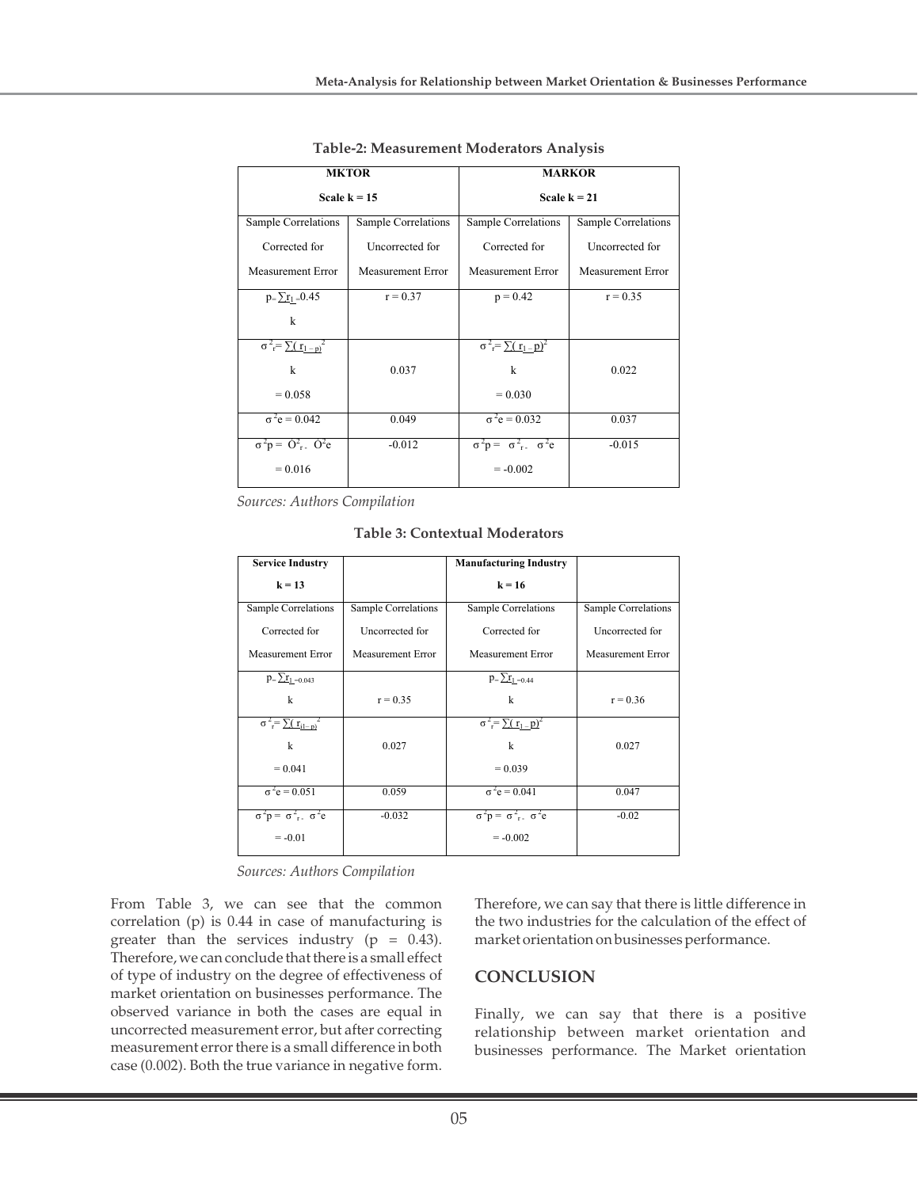**Table-2: Measurement Moderators Analysis**

| MKTOR Scale k = 15 | | MARKOR Scale k = 21 | |
|---|---|---|---|
| Sample Correlations Corrected for Measurement Error | Sample Correlations Uncorrected for Measurement Error | Sample Correlations Corrected for Measurement Error | Sample Correlations Uncorrected for Measurement Error |
| $p = \frac{\sum r_1}{k} = 0.45$ | r = 0.37 | p = 0.42 | r = 0.35 |
| $\sigma^2_r = \frac{\sum (r_{1-p})^2}{k} = 0.058$ | 0.037 | $\sigma^2_r = \frac{\sum (r_1 - p)^2}{k} = 0.030$ | 0.022 |
| $\sigma^2 e = 0.042$ | 0.049 | $\sigma^2 e = 0.032$ | 0.037 |
| $\sigma^2 p = \sigma^2_r - \sigma^2 e = 0.016$ | -0.012 | $\sigma^2 p = \sigma^2_r - \sigma^2 e = -0.002$ | -0.015 |

*Sources: Authors Compilation*

**Table 3: Contextual Moderators**

| Service Industry k = 13 | | Manufacturing Industry k = 16 | |
|---|---|---|---|
| Sample Correlations Corrected for Measurement Error | Sample Correlations Uncorrected for Measurement Error | Sample Correlations Corrected for Measurement Error | Sample Correlations Uncorrected for Measurement Error |
| $p = \frac{\sum r_1}{k} = 0.043$ | r = 0.35 | $p = \frac{\sum r_1}{k} = 0.44$ | r = 0.36 |
| $\sigma^2_r = \frac{\sum (r_{i1-p})^2}{k} = 0.041$ | 0.027 | $\sigma^2_r = \frac{\sum (r_1 - p)^2}{k} = 0.039$ | 0.027 |
| $\sigma^2 e = 0.051$ | 0.059 | $\sigma^2 e = 0.041$ | 0.047 |
| $\sigma^2 p = \sigma^2_r - \sigma^2 e = -0.01$ | -0.032 | $\sigma^2 p = \sigma^2_r - \sigma^2 e = -0.002$ | -0.02 |

*Sources: Authors Compilation*

From Table 3, we can see that the common correlation (p) is 0.44 in case of manufacturing is greater than the services industry (p = 0.43). Therefore, we can conclude that there is a small effect of type of industry on the degree of effectiveness of market orientation on businesses performance. The observed variance in both the cases are equal in uncorrected measurement error, but after correcting measurement error there is a small difference in both case (0.002). Both the true variance in negative form. Therefore, we can say that there is little difference in the two industries for the calculation of the effect of market orientation on businesses performance.

## CONCLUSION

Finally, we can say that there is a positive relationship between market orientation and businesses performance. The Market orientation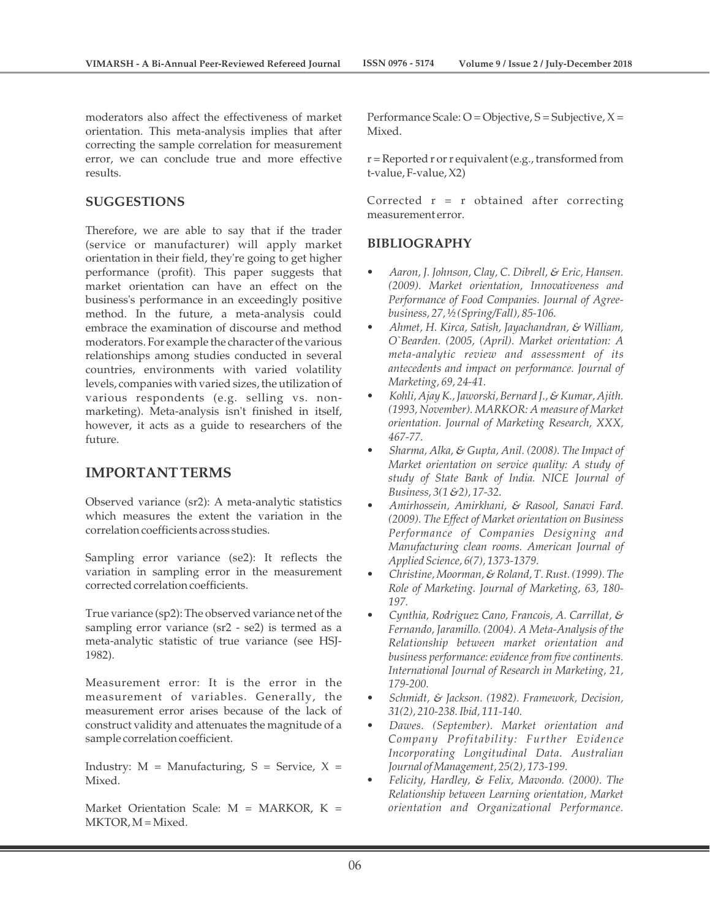moderators also affect the effectiveness of market orientation. This meta-analysis implies that after correcting the sample correlation for measurement error, we can conclude true and more effective results.

## SUGGESTIONS

Therefore, we are able to say that if the trader (service or manufacturer) will apply market orientation in their field, they're going to get higher performance (profit). This paper suggests that market orientation can have an effect on the business's performance in an exceedingly positive method. In the future, a meta-analysis could embrace the examination of discourse and method moderators. For example the character of the various relationships among studies conducted in several countries, environments with varied volatility levels, companies with varied sizes, the utilization of various respondents (e.g. selling vs. non-marketing). Meta-analysis isn't finished in itself, however, it acts as a guide to researchers of the future.

## IMPORTANT TERMS

Observed variance (sr2): A meta-analytic statistics which measures the extent the variation in the correlation coefficients across studies.

Sampling error variance (se2): It reflects the variation in sampling error in the measurement corrected correlation coefficients.

True variance (sp2): The observed variance net of the sampling error variance (sr2 - se2) is termed as a meta-analytic statistic of true variance (see HSJ-1982).

Measurement error: It is the error in the measurement of variables. Generally, the measurement error arises because of the lack of construct validity and attenuates the magnitude of a sample correlation coefficient.

Industry: M = Manufacturing, S = Service, X = Mixed.

Market Orientation Scale: M = MARKOR, K = MKTOR, M = Mixed.

Performance Scale: O = Objective, S = Subjective, X = Mixed.

r = Reported r or r equivalent (e.g., transformed from t-value, F-value, X2)

Corrected r = r obtained after correcting measurement error.

## BIBLIOGRAPHY

- *Aaron, J. Johnson, Clay, C. Dibrell, & Eric, Hansen. (2009). Market orientation, Innovativeness and Performance of Food Companies. Journal of Agree-business, 27, ½ (Spring/Fall), 85-106.*
- *Ahmet, H. Kirca, Satish, Jayachandran, & William, O`Bearden. (2005, (April). Market orientation: A meta-analytic review and assessment of its antecedents and impact on performance. Journal of Marketing, 69, 24-41.*
- *Kohli, Ajay K., Jaworski, Bernard J., & Kumar, Ajith. (1993, November). MARKOR: A measure of Market orientation. Journal of Marketing Research, XXX, 467-77.*
- *Sharma, Alka, & Gupta, Anil. (2008). The Impact of Market orientation on service quality: A study of study of State Bank of India. NICE Journal of Business, 3(1 &2), 17-32.*
- *Amirhossein, Amirkhani, & Rasool, Sanavi Fard. (2009). The Effect of Market orientation on Business Performance of Companies Designing and Manufacturing clean rooms. American Journal of Applied Science, 6(7), 1373-1379.*
- *Christine, Moorman, & Roland, T. Rust. (1999). The Role of Marketing. Journal of Marketing, 63, 180-197.*
- *Cynthia, Rodriguez Cano, Francois, A. Carrillat, & Fernando, Jaramillo. (2004). A Meta-Analysis of the Relationship between market orientation and business performance: evidence from five continents. International Journal of Research in Marketing, 21, 179-200.*
- *Schmidt, & Jackson. (1982). Framework, Decision, 31(2), 210-238. Ibid, 111-140.*
- *Dawes. (September). Market orientation and Company Profitability: Further Evidence Incorporating Longitudinal Data. Australian Journal of Management, 25(2), 173-199.*
- *Felicity, Hardley, & Felix, Mavondo. (2000). The Relationship between Learning orientation, Market orientation and Organizational Performance.*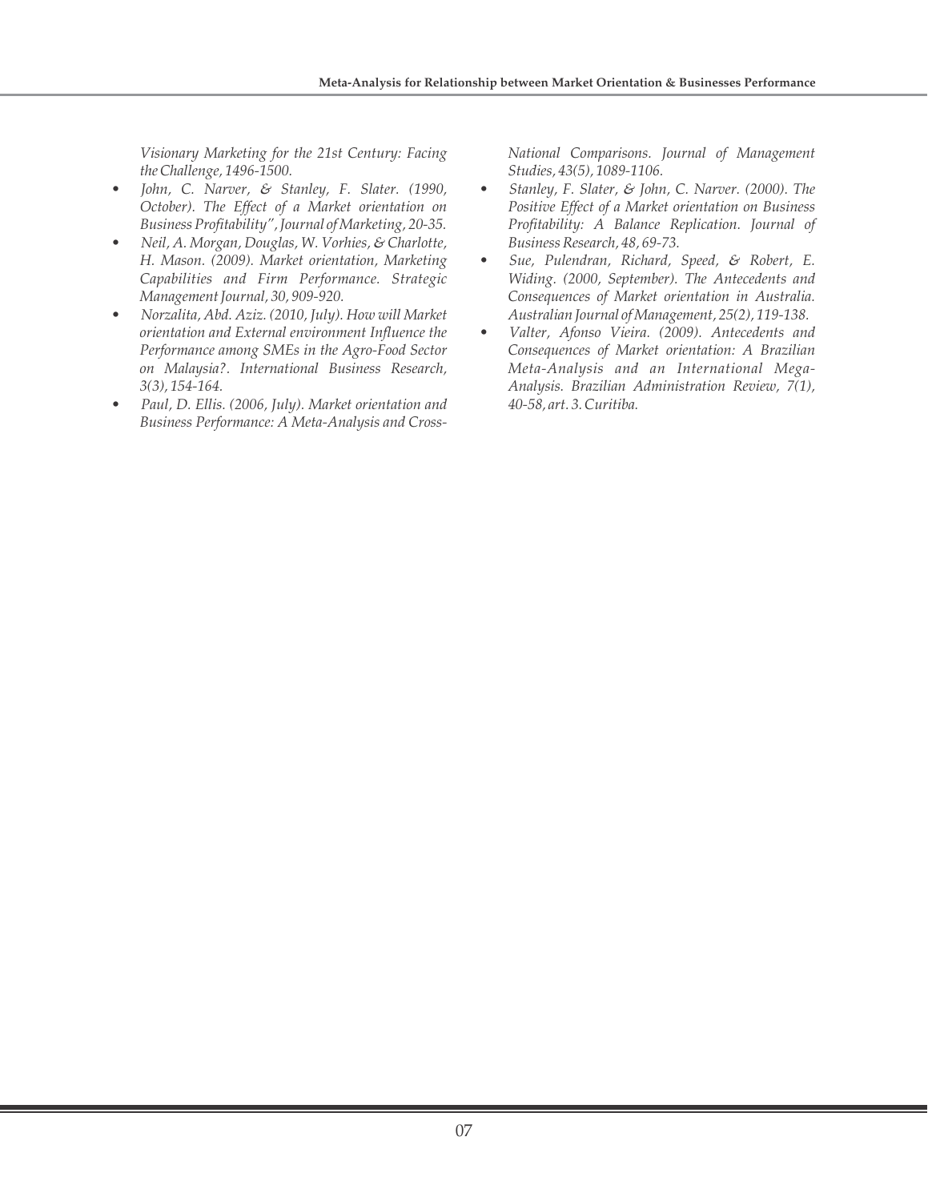*Visionary Marketing for the 21st Century: Facing the Challenge, 1496-1500.*

- *John, C. Narver, & Stanley, F. Slater. (1990, October). The Effect of a Market orientation on Business Profitability", Journal of Marketing, 20-35.*
- *Neil, A. Morgan, Douglas, W. Vorhies, & Charlotte, H. Mason. (2009). Market orientation, Marketing Capabilities and Firm Performance. Strategic Management Journal, 30, 909-920.*
- *Norzalita, Abd. Aziz. (2010, July). How will Market orientation and External environment Influence the Performance among SMEs in the Agro-Food Sector on Malaysia?. International Business Research, 3(3), 154-164.*
- *Paul, D. Ellis. (2006, July). Market orientation and Business Performance: A Meta-Analysis and Cross-National Comparisons. Journal of Management Studies, 43(5), 1089-1106.*
- *Stanley, F. Slater, & John, C. Narver. (2000). The Positive Effect of a Market orientation on Business Profitability: A Balance Replication. Journal of Business Research, 48, 69-73.*
- *Sue, Pulendran, Richard, Speed, & Robert, E. Widing. (2000, September). The Antecedents and Consequences of Market orientation in Australia. Australian Journal of Management, 25(2), 119-138.*
- *Valter, Afonso Vieira. (2009). Antecedents and Consequences of Market orientation: A Brazilian Meta-Analysis and an International Mega-Analysis. Brazilian Administration Review, 7(1), 40-58, art. 3. Curitiba.*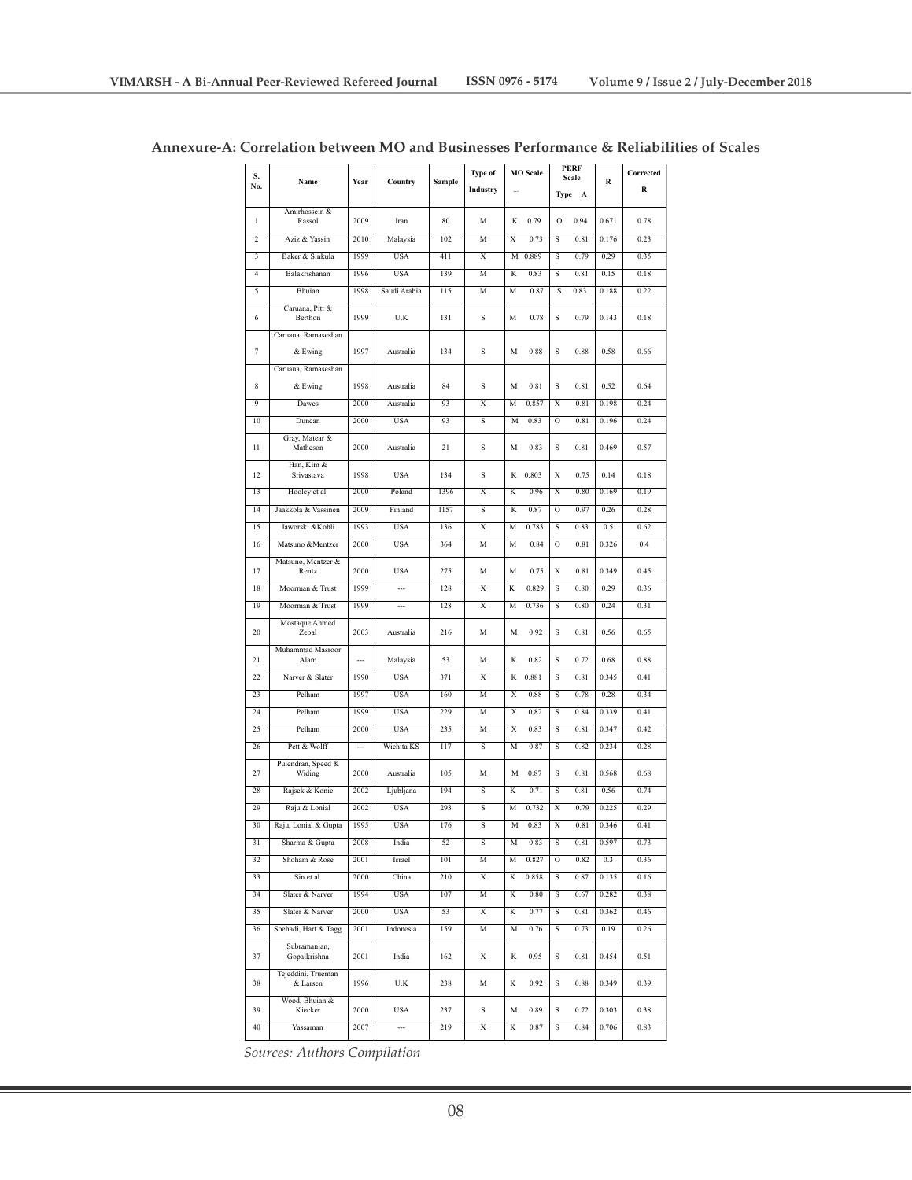## Annexure-A: Correlation between MO and Businesses Performance & Reliabilities of Scales

| S. No. | Name | Year | Country | Sample | Type of Industry | MO Scale | | PERF Scale | | R | Corrected R |
|---|---|---|---|---|---|---|---|---|---|---|---|
| | | | | | | -- | | Type | A | | |
| 1 | Amirhossein & Rassol | 2009 | Iran | 80 | M | K | 0.79 | O | 0.94 | 0.671 | 0.78 |
| 2 | Aziz & Yassin | 2010 | Malaysia | 102 | M | X | 0.73 | S | 0.81 | 0.176 | 0.23 |
| 3 | Baker & Sinkula | 1999 | USA | 411 | X | M | 0.889 | S | 0.79 | 0.29 | 0.35 |
| 4 | Balakrishanan | 1996 | USA | 139 | M | K | 0.83 | S | 0.81 | 0.15 | 0.18 |
| 5 | Bhuian | 1998 | Saudi Arabia | 115 | M | M | 0.87 | S | 0.83 | 0.188 | 0.22 |
| 6 | Caruana, Pitt & Berthon | 1999 | U.K | 131 | S | M | 0.78 | S | 0.79 | 0.143 | 0.18 |
| 7 | Caruana, Ramaseshan & Ewing | 1997 | Australia | 134 | S | M | 0.88 | S | 0.88 | 0.58 | 0.66 |
| 8 | Caruana, Ramaseshan & Ewing | 1998 | Australia | 84 | S | M | 0.81 | S | 0.81 | 0.52 | 0.64 |
| 9 | Dawes | 2000 | Australia | 93 | X | M | 0.857 | X | 0.81 | 0.198 | 0.24 |
| 10 | Duncan | 2000 | USA | 93 | S | M | 0.83 | O | 0.81 | 0.196 | 0.24 |
| 11 | Gray, Matear & Matheson | 2000 | Australia | 21 | S | M | 0.83 | S | 0.81 | 0.469 | 0.57 |
| 12 | Han, Kim & Srivastava | 1998 | USA | 134 | S | K | 0.803 | X | 0.75 | 0.14 | 0.18 |
| 13 | Hooley et al. | 2000 | Poland | 1396 | X | K | 0.96 | X | 0.80 | 0.169 | 0.19 |
| 14 | Jaakkola & Vassinen | 2009 | Finland | 1157 | S | K | 0.87 | O | 0.97 | 0.26 | 0.28 |
| 15 | Jaworski &Kohli | 1993 | USA | 136 | X | M | 0.783 | S | 0.83 | 0.5 | 0.62 |
| 16 | Matsuno &Mentzer | 2000 | USA | 364 | M | M | 0.84 | O | 0.81 | 0.326 | 0.4 |
| 17 | Matsuno, Mentzer & Rentz | 2000 | USA | 275 | M | M | 0.75 | X | 0.81 | 0.349 | 0.45 |
| 18 | Moorman & Trust | 1999 | --- | 128 | X | K | 0.829 | S | 0.80 | 0.29 | 0.36 |
| 19 | Moorman & Trust | 1999 | --- | 128 | X | M | 0.736 | S | 0.80 | 0.24 | 0.31 |
| 20 | Mostaque Ahmed Zebal | 2003 | Australia | 216 | M | M | 0.92 | S | 0.81 | 0.56 | 0.65 |
| 21 | Muhammad Masroor Alam | --- | Malaysia | 53 | M | K | 0.82 | S | 0.72 | 0.68 | 0.88 |
| 22 | Narver & Slater | 1990 | USA | 371 | X | K | 0.881 | S | 0.81 | 0.345 | 0.41 |
| 23 | Pelham | 1997 | USA | 160 | M | X | 0.88 | S | 0.78 | 0.28 | 0.34 |
| 24 | Pelham | 1999 | USA | 229 | M | X | 0.82 | S | 0.84 | 0.339 | 0.41 |
| 25 | Pelham | 2000 | USA | 235 | M | X | 0.83 | S | 0.81 | 0.347 | 0.42 |
| 26 | Pett & Wolff | --- | Wichita KS | 117 | S | M | 0.87 | S | 0.82 | 0.234 | 0.28 |
| 27 | Pulendran, Speed & Widing | 2000 | Australia | 105 | M | M | 0.87 | S | 0.81 | 0.568 | 0.68 |
| 28 | Rajsek & Konic | 2002 | Ljubljana | 194 | S | K | 0.71 | S | 0.81 | 0.56 | 0.74 |
| 29 | Raju & Lonial | 2002 | USA | 293 | S | M | 0.732 | X | 0.79 | 0.225 | 0.29 |
| 30 | Raju, Lonial & Gupta | 1995 | USA | 176 | S | M | 0.83 | X | 0.81 | 0.346 | 0.41 |
| 31 | Sharma & Gupta | 2008 | India | 52 | S | M | 0.83 | S | 0.81 | 0.597 | 0.73 |
| 32 | Shoham & Rose | 2001 | Israel | 101 | M | M | 0.827 | O | 0.82 | 0.3 | 0.36 |
| 33 | Sin et al. | 2000 | China | 210 | X | K | 0.858 | S | 0.87 | 0.135 | 0.16 |
| 34 | Slater & Narver | 1994 | USA | 107 | M | K | 0.80 | S | 0.67 | 0.282 | 0.38 |
| 35 | Slater & Narver | 2000 | USA | 53 | X | K | 0.77 | S | 0.81 | 0.362 | 0.46 |
| 36 | Soehadi, Hart & Tagg | 2001 | Indonesia | 159 | M | M | 0.76 | S | 0.73 | 0.19 | 0.26 |
| 37 | Subramanian, Gopalkrishna | 2001 | India | 162 | X | K | 0.95 | S | 0.81 | 0.454 | 0.51 |
| 38 | Tejeddini, Trueman & Larsen | 1996 | U.K | 238 | M | K | 0.92 | S | 0.88 | 0.349 | 0.39 |
| 39 | Wood, Bhuian & Kiecker | 2000 | USA | 237 | S | M | 0.89 | S | 0.72 | 0.303 | 0.38 |
| 40 | Yassaman | 2007 | --- | 219 | X | K | 0.87 | S | 0.84 | 0.706 | 0.83 |

*Sources: Authors Compilation*